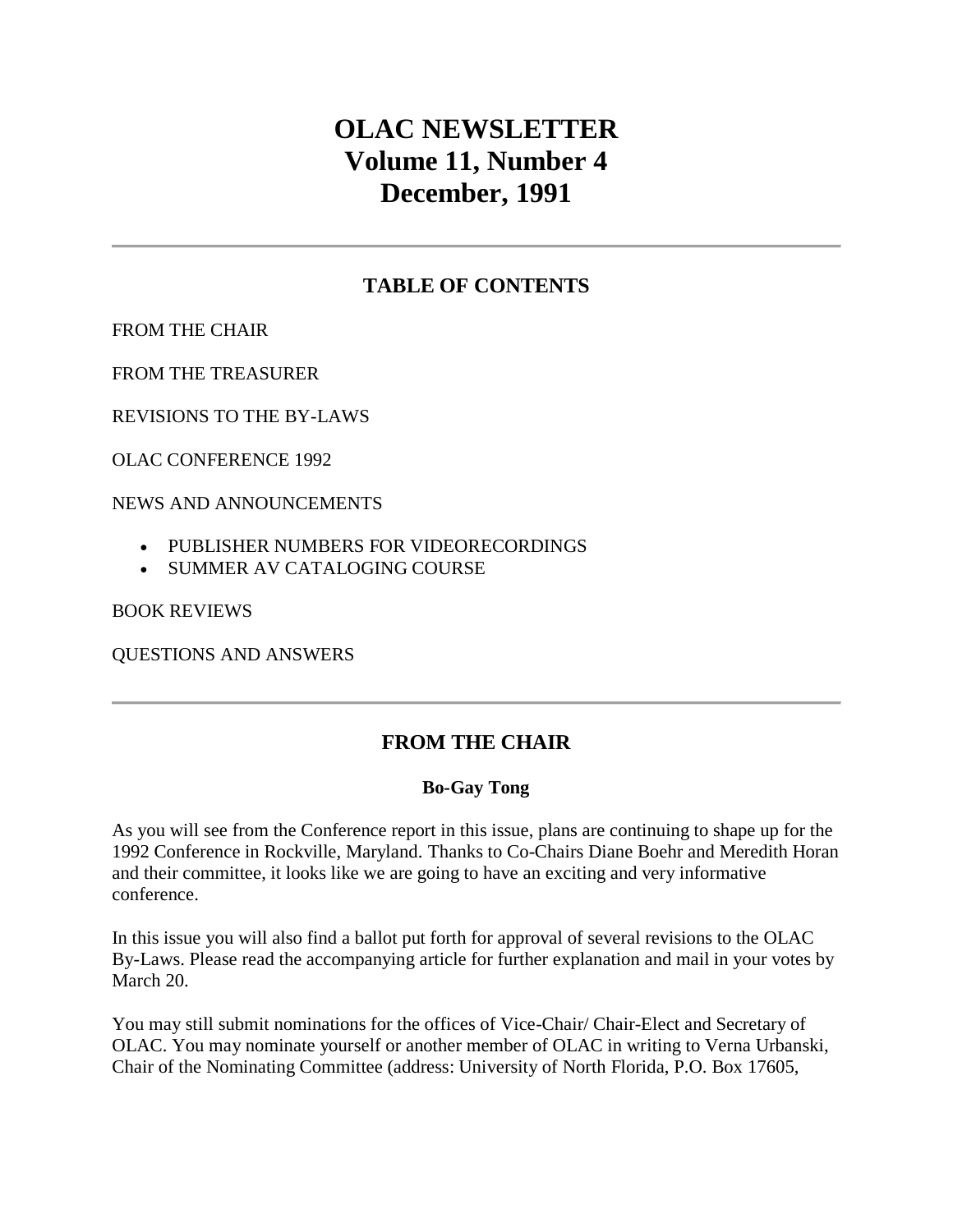# OLAC NEWSLETTER
# Volume 11, Number 4
# December, 1991

---

## TABLE OF CONTENTS

FROM THE CHAIR

FROM THE TREASURER

REVISIONS TO THE BY-LAWS

OLAC CONFERENCE 1992

NEWS AND ANNOUNCEMENTS

- PUBLISHER NUMBERS FOR VIDEORECORDINGS
- SUMMER AV CATALOGING COURSE

BOOK REVIEWS

QUESTIONS AND ANSWERS

---

## FROM THE CHAIR

**Bo-Gay Tong**

As you will see from the Conference report in this issue, plans are continuing to shape up for the 1992 Conference in Rockville, Maryland. Thanks to Co-Chairs Diane Boehr and Meredith Horan and their committee, it looks like we are going to have an exciting and very informative conference.

In this issue you will also find a ballot put forth for approval of several revisions to the OLAC By-Laws. Please read the accompanying article for further explanation and mail in your votes by March 20.

You may still submit nominations for the offices of Vice-Chair/ Chair-Elect and Secretary of OLAC. You may nominate yourself or another member of OLAC in writing to Verna Urbanski, Chair of the Nominating Committee (address: University of North Florida, P.O. Box 17605,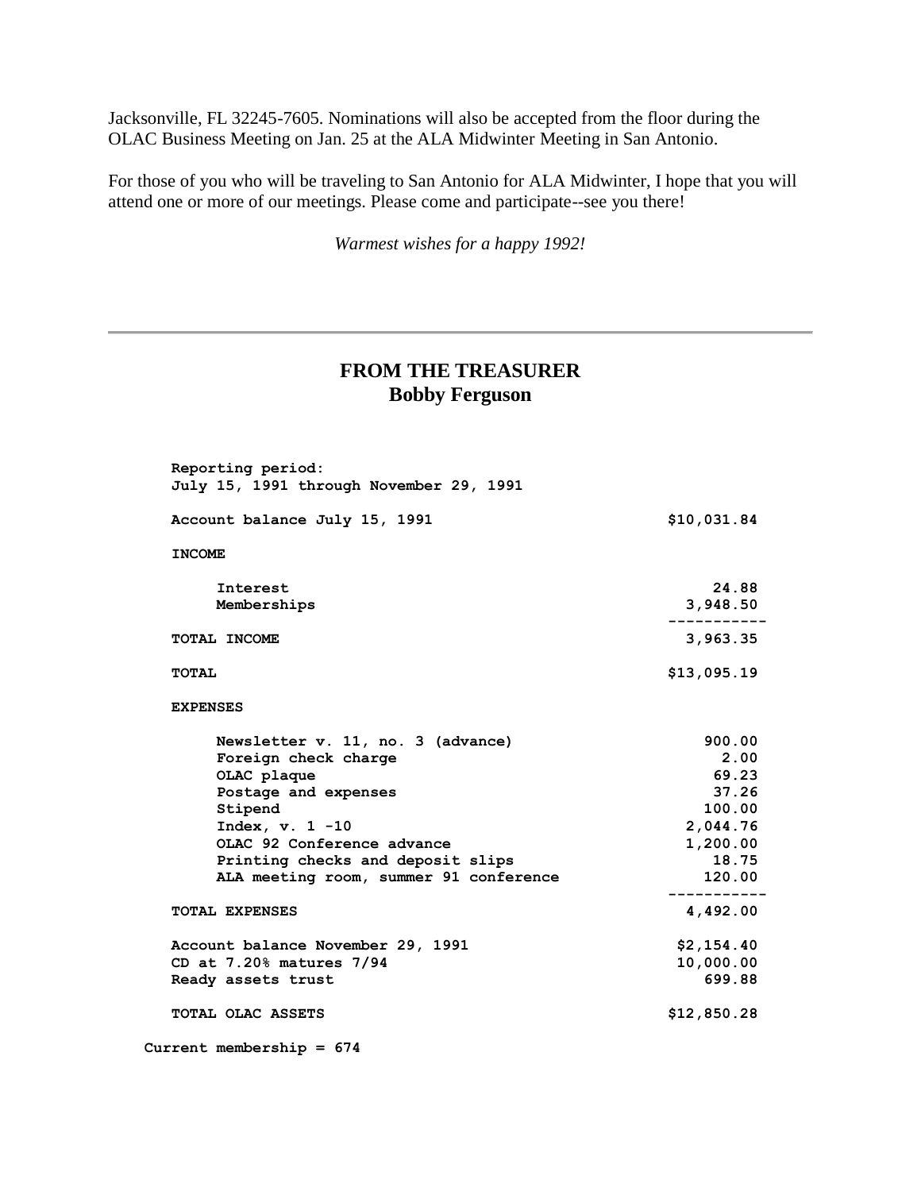Jacksonville, FL 32245-7605. Nominations will also be accepted from the floor during the OLAC Business Meeting on Jan. 25 at the ALA Midwinter Meeting in San Antonio.

For those of you who will be traveling to San Antonio for ALA Midwinter, I hope that you will attend one or more of our meetings. Please come and participate--see you there!

*Warmest wishes for a happy 1992!*

---

## FROM THE TREASURER
## Bobby Ferguson

```
Reporting period:
July 15, 1991 through November 29, 1991

Account balance July 15, 1991                          $10,031.84

INCOME

    Interest                                                24.88
    Memberships                                          3,948.50
                                                      -----------
TOTAL INCOME                                             3,963.35

TOTAL                                                  $13,095.19

EXPENSES

    Newsletter v. 11, no. 3 (advance)                      900.00
    Foreign check charge                                     2.00
    OLAC plaque                                             69.23
    Postage and expenses                                    37.26
    Stipend                                                100.00
    Index, v. 1 -10                                      2,044.76
    OLAC 92 Conference advance                           1,200.00
    Printing checks and deposit slips                       18.75
    ALA meeting room, summer 91 conference                 120.00
                                                      -----------
TOTAL EXPENSES                                           4,492.00

Account balance November 29, 1991                       $2,154.40
CD at 7.20% matures 7/94                                10,000.00
Ready assets trust                                         699.88

TOTAL OLAC ASSETS                                      $12,850.28

Current membership = 674
```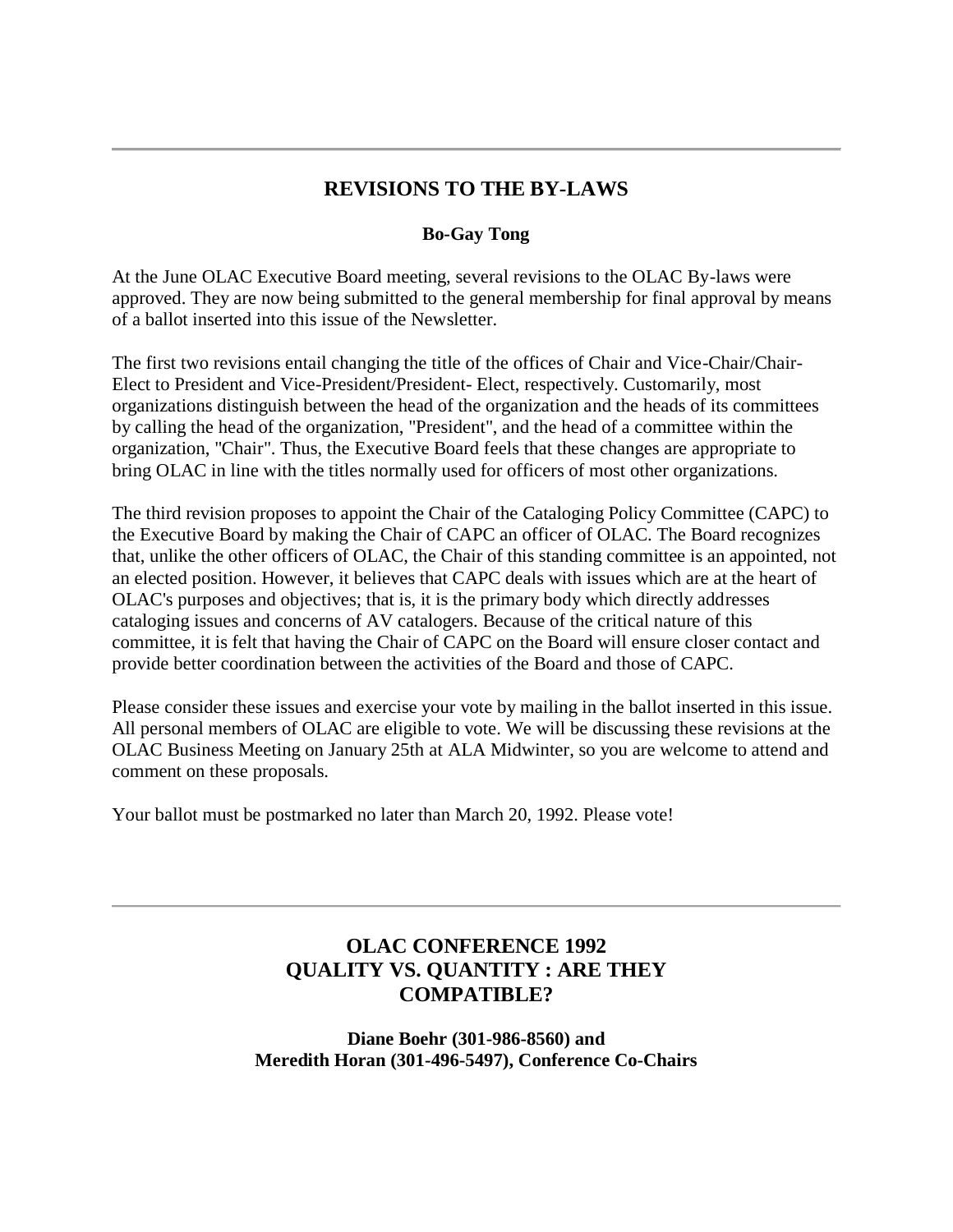---

## REVISIONS TO THE BY-LAWS

**Bo-Gay Tong**

At the June OLAC Executive Board meeting, several revisions to the OLAC By-laws were approved. They are now being submitted to the general membership for final approval by means of a ballot inserted into this issue of the Newsletter.

The first two revisions entail changing the title of the offices of Chair and Vice-Chair/Chair-Elect to President and Vice-President/President- Elect, respectively. Customarily, most organizations distinguish between the head of the organization and the heads of its committees by calling the head of the organization, "President", and the head of a committee within the organization, "Chair". Thus, the Executive Board feels that these changes are appropriate to bring OLAC in line with the titles normally used for officers of most other organizations.

The third revision proposes to appoint the Chair of the Cataloging Policy Committee (CAPC) to the Executive Board by making the Chair of CAPC an officer of OLAC. The Board recognizes that, unlike the other officers of OLAC, the Chair of this standing committee is an appointed, not an elected position. However, it believes that CAPC deals with issues which are at the heart of OLAC's purposes and objectives; that is, it is the primary body which directly addresses cataloging issues and concerns of AV catalogers. Because of the critical nature of this committee, it is felt that having the Chair of CAPC on the Board will ensure closer contact and provide better coordination between the activities of the Board and those of CAPC.

Please consider these issues and exercise your vote by mailing in the ballot inserted in this issue. All personal members of OLAC are eligible to vote. We will be discussing these revisions at the OLAC Business Meeting on January 25th at ALA Midwinter, so you are welcome to attend and comment on these proposals.

Your ballot must be postmarked no later than March 20, 1992. Please vote!

---

## OLAC CONFERENCE 1992 QUALITY VS. QUANTITY : ARE THEY COMPATIBLE?

**Diane Boehr (301-986-8560) and Meredith Horan (301-496-5497), Conference Co-Chairs**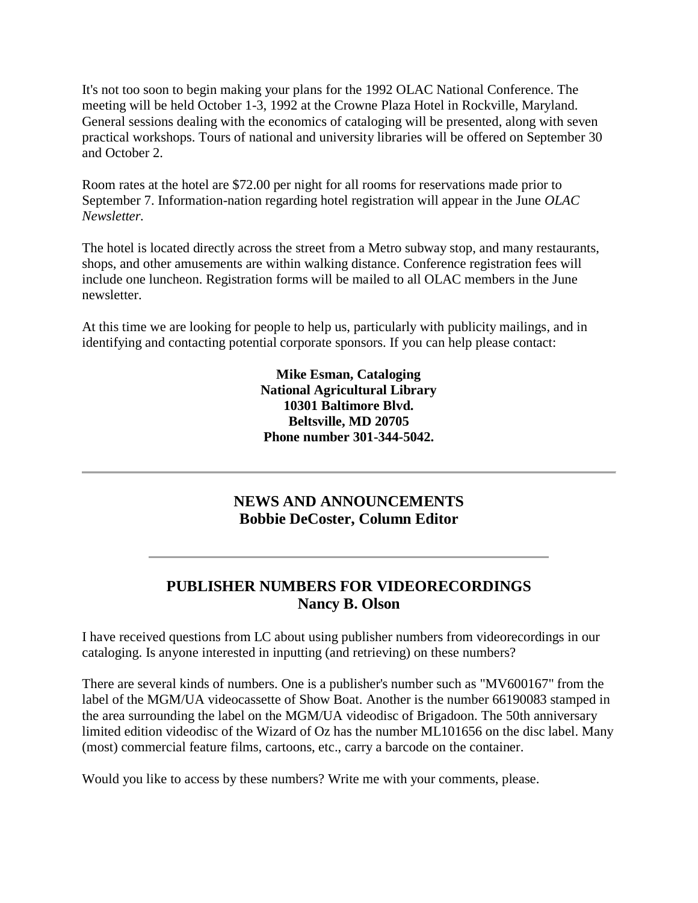It's not too soon to begin making your plans for the 1992 OLAC National Conference. The meeting will be held October 1-3, 1992 at the Crowne Plaza Hotel in Rockville, Maryland. General sessions dealing with the economics of cataloging will be presented, along with seven practical workshops. Tours of national and university libraries will be offered on September 30 and October 2.

Room rates at the hotel are $72.00 per night for all rooms for reservations made prior to September 7. Information-nation regarding hotel registration will appear in the June *OLAC Newsletter.*

The hotel is located directly across the street from a Metro subway stop, and many restaurants, shops, and other amusements are within walking distance. Conference registration fees will include one luncheon. Registration forms will be mailed to all OLAC members in the June newsletter.

At this time we are looking for people to help us, particularly with publicity mailings, and in identifying and contacting potential corporate sponsors. If you can help please contact:

**Mike Esman, Cataloging**
**National Agricultural Library**
**10301 Baltimore Blvd.**
**Beltsville, MD 20705**
**Phone number 301-344-5042.**

---

## NEWS AND ANNOUNCEMENTS
## Bobbie DeCoster, Column Editor

---

## PUBLISHER NUMBERS FOR VIDEORECORDINGS
## Nancy B. Olson

I have received questions from LC about using publisher numbers from videorecordings in our cataloging. Is anyone interested in inputting (and retrieving) on these numbers?

There are several kinds of numbers. One is a publisher's number such as "MV600167" from the label of the MGM/UA videocassette of Show Boat. Another is the number 66190083 stamped in the area surrounding the label on the MGM/UA videodisc of Brigadoon. The 50th anniversary limited edition videodisc of the Wizard of Oz has the number ML101656 on the disc label. Many (most) commercial feature films, cartoons, etc., carry a barcode on the container.

Would you like to access by these numbers? Write me with your comments, please.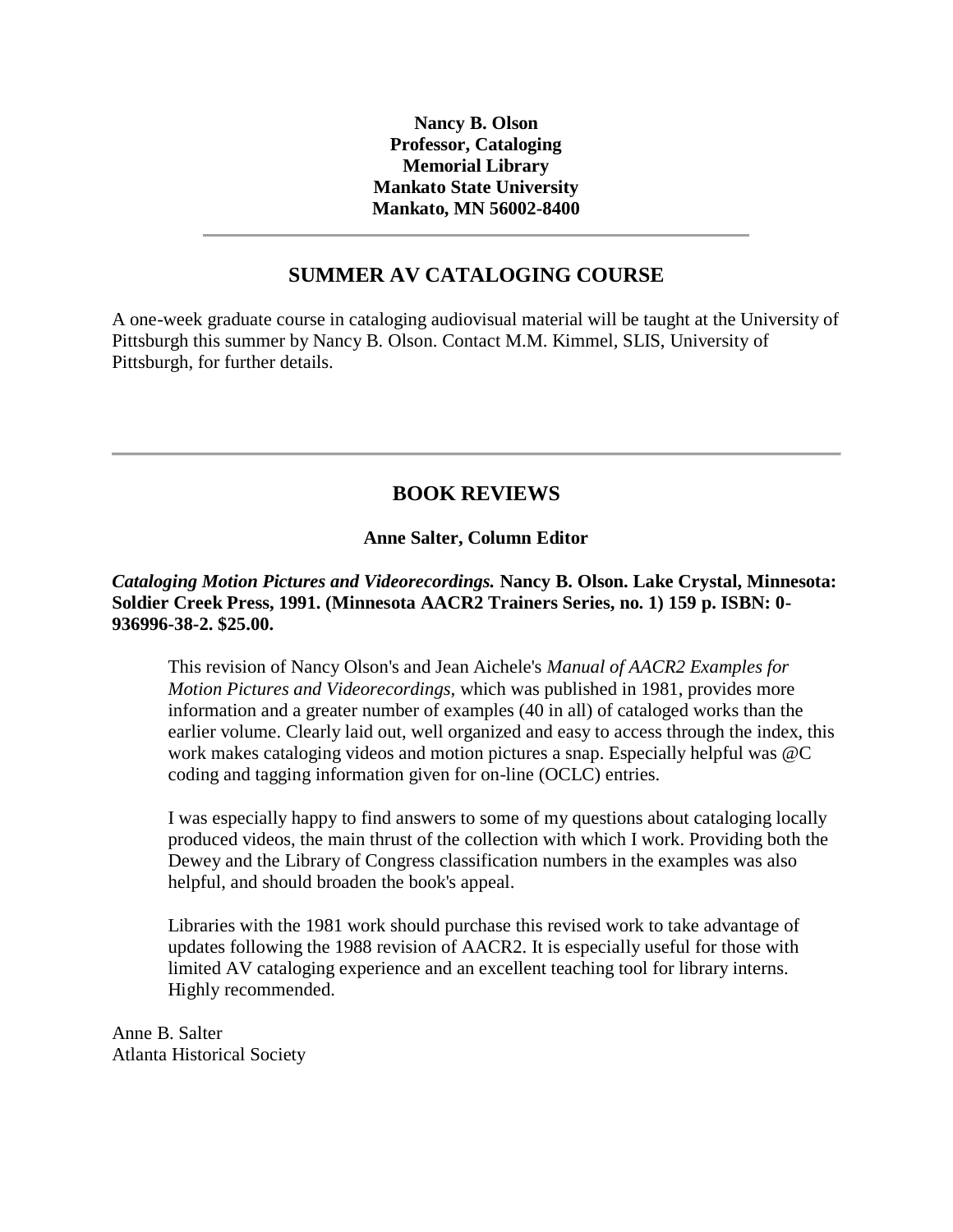**Nancy B. Olson**
**Professor, Cataloging**
**Memorial Library**
**Mankato State University**
**Mankato, MN 56002-8400**

---

## SUMMER AV CATALOGING COURSE

A one-week graduate course in cataloging audiovisual material will be taught at the University of Pittsburgh this summer by Nancy B. Olson. Contact M.M. Kimmel, SLIS, University of Pittsburgh, for further details.

---

## BOOK REVIEWS

**Anne Salter, Column Editor**

***Cataloging Motion Pictures and Videorecordings.* Nancy B. Olson. Lake Crystal, Minnesota: Soldier Creek Press, 1991. (Minnesota AACR2 Trainers Series, no. 1) 159 p. ISBN: 0-936996-38-2. $25.00.**

> This revision of Nancy Olson's and Jean Aichele's *Manual of AACR2 Examples for Motion Pictures and Videorecordings,* which was published in 1981, provides more information and a greater number of examples (40 in all) of cataloged works than the earlier volume. Clearly laid out, well organized and easy to access through the index, this work makes cataloging videos and motion pictures a snap. Especially helpful was @C coding and tagging information given for on-line (OCLC) entries.
>
> I was especially happy to find answers to some of my questions about cataloging locally produced videos, the main thrust of the collection with which I work. Providing both the Dewey and the Library of Congress classification numbers in the examples was also helpful, and should broaden the book's appeal.
>
> Libraries with the 1981 work should purchase this revised work to take advantage of updates following the 1988 revision of AACR2. It is especially useful for those with limited AV cataloging experience and an excellent teaching tool for library interns. Highly recommended.

Anne B. Salter
Atlanta Historical Society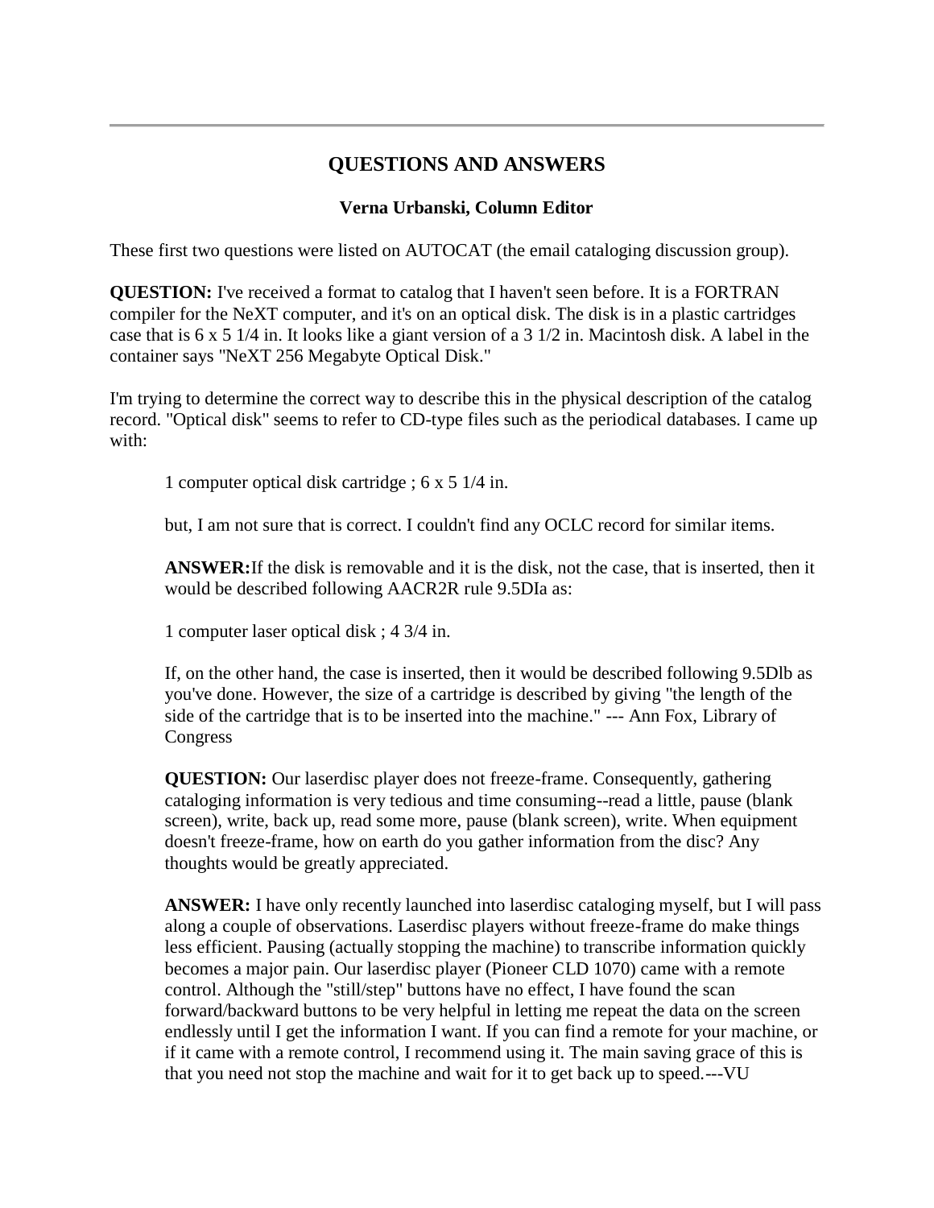---

## QUESTIONS AND ANSWERS

### Verna Urbanski, Column Editor

These first two questions were listed on AUTOCAT (the email cataloging discussion group).

**QUESTION:** I've received a format to catalog that I haven't seen before. It is a FORTRAN compiler for the NeXT computer, and it's on an optical disk. The disk is in a plastic cartridges case that is 6 x 5 1/4 in. It looks like a giant version of a 3 1/2 in. Macintosh disk. A label in the container says "NeXT 256 Megabyte Optical Disk."

I'm trying to determine the correct way to describe this in the physical description of the catalog record. "Optical disk" seems to refer to CD-type files such as the periodical databases. I came up with:

> 1 computer optical disk cartridge ; 6 x 5 1/4 in.
>
> but, I am not sure that is correct. I couldn't find any OCLC record for similar items.
>
> **ANSWER:** If the disk is removable and it is the disk, not the case, that is inserted, then it would be described following AACR2R rule 9.5DIa as:
>
> 1 computer laser optical disk ; 4 3/4 in.
>
> If, on the other hand, the case is inserted, then it would be described following 9.5Dlb as you've done. However, the size of a cartridge is described by giving "the length of the side of the cartridge that is to be inserted into the machine." --- Ann Fox, Library of Congress
>
> **QUESTION:** Our laserdisc player does not freeze-frame. Consequently, gathering cataloging information is very tedious and time consuming--read a little, pause (blank screen), write, back up, read some more, pause (blank screen), write. When equipment doesn't freeze-frame, how on earth do you gather information from the disc? Any thoughts would be greatly appreciated.
>
> **ANSWER:** I have only recently launched into laserdisc cataloging myself, but I will pass along a couple of observations. Laserdisc players without freeze-frame do make things less efficient. Pausing (actually stopping the machine) to transcribe information quickly becomes a major pain. Our laserdisc player (Pioneer CLD 1070) came with a remote control. Although the "still/step" buttons have no effect, I have found the scan forward/backward buttons to be very helpful in letting me repeat the data on the screen endlessly until I get the information I want. If you can find a remote for your machine, or if it came with a remote control, I recommend using it. The main saving grace of this is that you need not stop the machine and wait for it to get back up to speed.---VU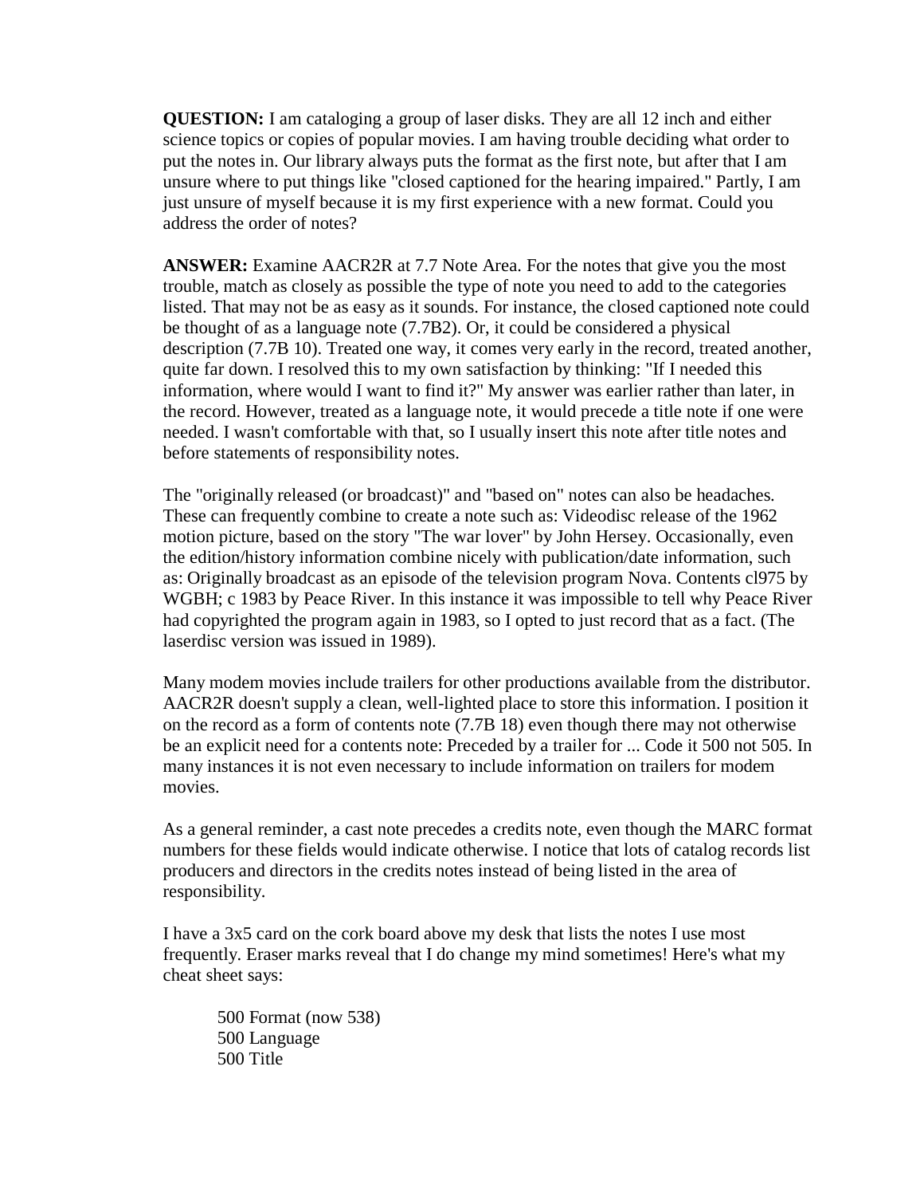**QUESTION:** I am cataloging a group of laser disks. They are all 12 inch and either science topics or copies of popular movies. I am having trouble deciding what order to put the notes in. Our library always puts the format as the first note, but after that I am unsure where to put things like "closed captioned for the hearing impaired." Partly, I am just unsure of myself because it is my first experience with a new format. Could you address the order of notes?

**ANSWER:** Examine AACR2R at 7.7 Note Area. For the notes that give you the most trouble, match as closely as possible the type of note you need to add to the categories listed. That may not be as easy as it sounds. For instance, the closed captioned note could be thought of as a language note (7.7B2). Or, it could be considered a physical description (7.7B 10). Treated one way, it comes very early in the record, treated another, quite far down. I resolved this to my own satisfaction by thinking: "If I needed this information, where would I want to find it?" My answer was earlier rather than later, in the record. However, treated as a language note, it would precede a title note if one were needed. I wasn't comfortable with that, so I usually insert this note after title notes and before statements of responsibility notes.

The "originally released (or broadcast)" and "based on" notes can also be headaches. These can frequently combine to create a note such as: Videodisc release of the 1962 motion picture, based on the story "The war lover" by John Hersey. Occasionally, even the edition/history information combine nicely with publication/date information, such as: Originally broadcast as an episode of the television program Nova. Contents cl975 by WGBH; c 1983 by Peace River. In this instance it was impossible to tell why Peace River had copyrighted the program again in 1983, so I opted to just record that as a fact. (The laserdisc version was issued in 1989).

Many modem movies include trailers for other productions available from the distributor. AACR2R doesn't supply a clean, well-lighted place to store this information. I position it on the record as a form of contents note (7.7B 18) even though there may not otherwise be an explicit need for a contents note: Preceded by a trailer for ... Code it 500 not 505. In many instances it is not even necessary to include information on trailers for modem movies.

As a general reminder, a cast note precedes a credits note, even though the MARC format numbers for these fields would indicate otherwise. I notice that lots of catalog records list producers and directors in the credits notes instead of being listed in the area of responsibility.

I have a 3x5 card on the cork board above my desk that lists the notes I use most frequently. Eraser marks reveal that I do change my mind sometimes! Here's what my cheat sheet says:

> 500 Format (now 538)
> 500 Language
> 500 Title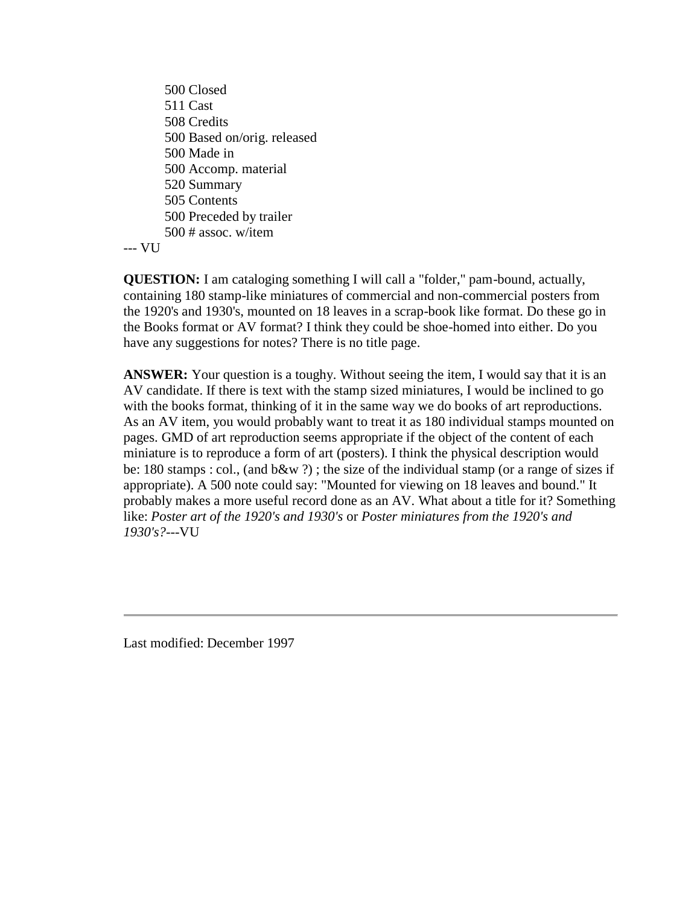500 Closed
511 Cast
508 Credits
500 Based on/orig. released
500 Made in
500 Accomp. material
520 Summary
505 Contents
500 Preceded by trailer
500 # assoc. w/item

--- VU

**QUESTION:** I am cataloging something I will call a "folder," pam-bound, actually, containing 180 stamp-like miniatures of commercial and non-commercial posters from the 1920's and 1930's, mounted on 18 leaves in a scrap-book like format. Do these go in the Books format or AV format? I think they could be shoe-homed into either. Do you have any suggestions for notes? There is no title page.

**ANSWER:** Your question is a toughy. Without seeing the item, I would say that it is an AV candidate. If there is text with the stamp sized miniatures, I would be inclined to go with the books format, thinking of it in the same way we do books of art reproductions. As an AV item, you would probably want to treat it as 180 individual stamps mounted on pages. GMD of art reproduction seems appropriate if the object of the content of each miniature is to reproduce a form of art (posters). I think the physical description would be: 180 stamps : col., (and b&w ?) ; the size of the individual stamp (or a range of sizes if appropriate). A 500 note could say: "Mounted for viewing on 18 leaves and bound." It probably makes a more useful record done as an AV. What about a title for it? Something like: *Poster art of the 1920's and 1930's* or *Poster miniatures from the 1920's and 1930's?*---VU

---

Last modified: December 1997